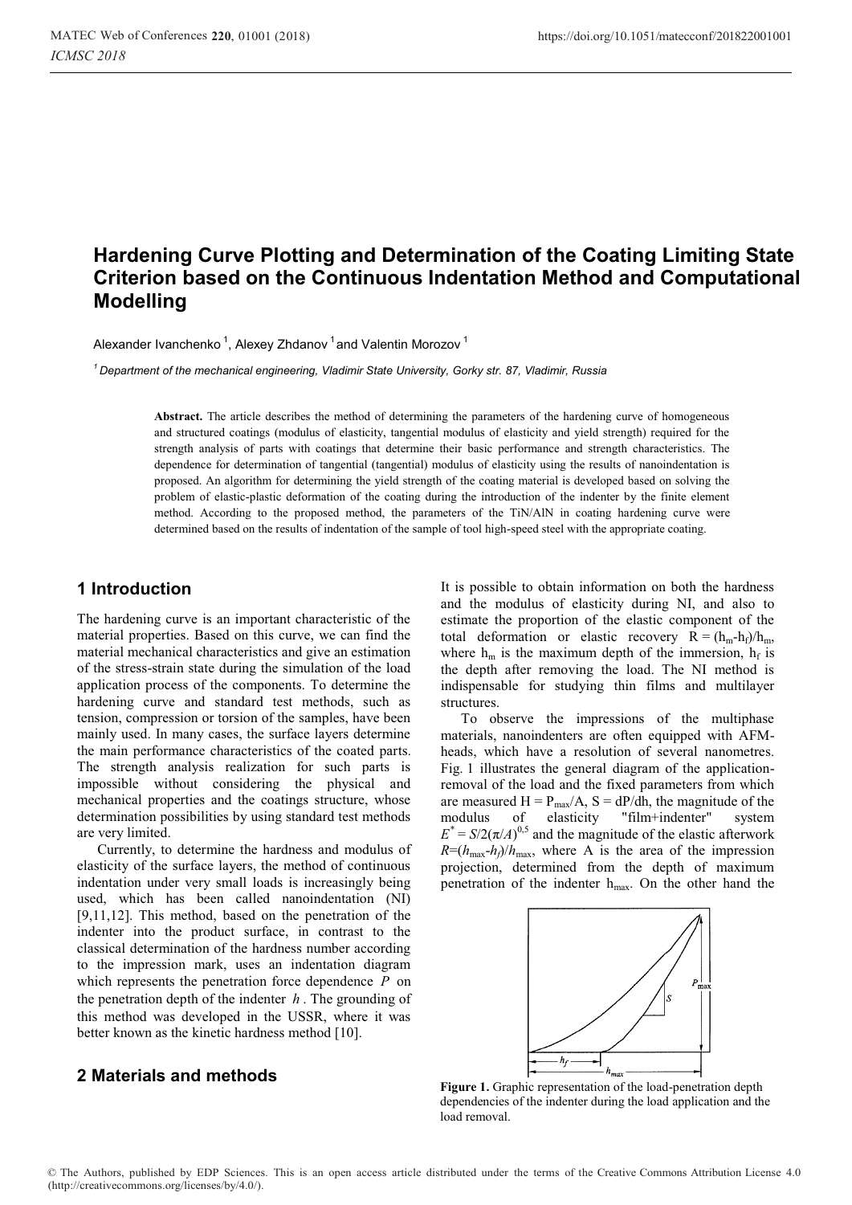# Hardening Curve Plotting and Determination of the Coating Limiting State Criterion based on the Continuous Indentation Method and Computational Modelling

Alexander Ivanchenko [1], Alexey Zhdanov [1] and Valentin Morozov [1]

[1] Department of the mechanical engineering, Vladimir State University, Gorky str. 87, Vladimir, Russia

**Abstract.** The article describes the method of determining the parameters of the hardening curve of homogeneous and structured coatings (modulus of elasticity, tangential modulus of elasticity and yield strength) required for the strength analysis of parts with coatings that determine their basic performance and strength characteristics. The dependence for determination of tangential (tangential) modulus of elasticity using the results of nanoindentation is proposed. An algorithm for determining the yield strength of the coating material is developed based on solving the problem of elastic-plastic deformation of the coating during the introduction of the indenter by the finite element method. According to the proposed method, the parameters of the TiN/AlN in coating hardening curve were determined based on the results of indentation of the sample of tool high-speed steel with the appropriate coating.

## 1 Introduction

The hardening curve is an important characteristic of the material properties. Based on this curve, we can find the material mechanical characteristics and give an estimation of the stress-strain state during the simulation of the load application process of the components. To determine the hardening curve and standard test methods, such as tension, compression or torsion of the samples, have been mainly used. In many cases, the surface layers determine the main performance characteristics of the coated parts. The strength analysis realization for such parts is impossible without considering the physical and mechanical properties and the coatings structure, whose determination possibilities by using standard test methods are very limited.

Currently, to determine the hardness and modulus of elasticity of the surface layers, the method of continuous indentation under very small loads is increasingly being used, which has been called nanoindentation (NI) [9,11,12]. This method, based on the penetration of the indenter into the product surface, in contrast to the classical determination of the hardness number according to the impression mark, uses an indentation diagram which represents the penetration force dependence $P$ on the penetration depth of the indenter $h$. The grounding of this method was developed in the USSR, where it was better known as the kinetic hardness method [10].

## 2 Materials and methods

It is possible to obtain information on both the hardness and the modulus of elasticity during NI, and also to estimate the proportion of the elastic component of the total deformation or elastic recovery $R = (h_m - h_f)/h_m$, where $h_m$ is the maximum depth of the immersion, $h_f$ is the depth after removing the load. The NI method is indispensable for studying thin films and multilayer structures.

To observe the impressions of the multiphase materials, nanoindenters are often equipped with AFM-heads, which have a resolution of several nanometres. Fig. 1 illustrates the general diagram of the application-removal of the load and the fixed parameters from which are measured $H = P_{max}/A$, $S = dP/dh$, the magnitude of the modulus of elasticity "film+indenter" system $E^* = S/2(\pi/A)^{0,5}$ and the magnitude of the elastic afterwork $R=(h_{max}-h_f)/h_{max}$, where A is the area of the impression projection, determined from the depth of maximum penetration of the indenter $h_{max}$. On the other hand the

**Figure 1.** Graphic representation of the load-penetration depth dependencies of the indenter during the load application and the load removal.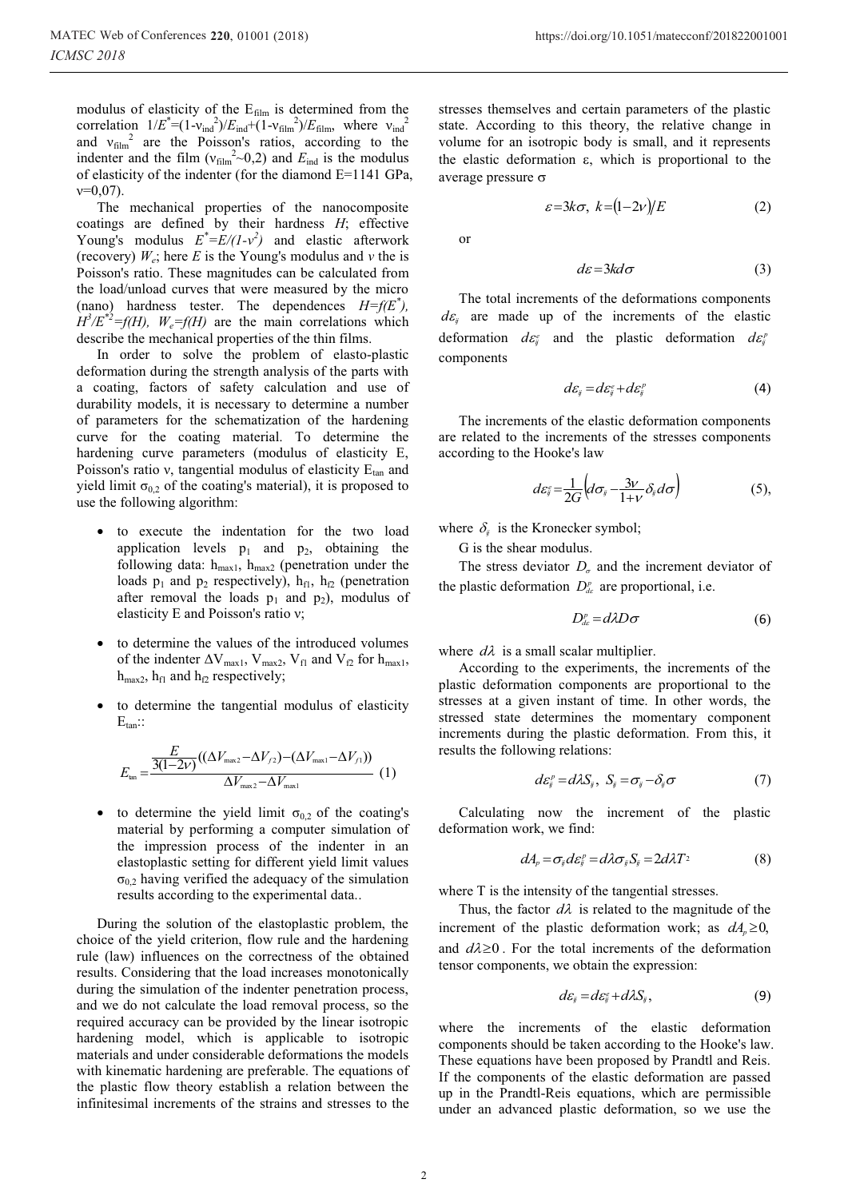modulus of elasticity of the $E_{film}$ is determined from the correlation $1/E^{*}=(1-\nu_{ind}^{2})/E_{ind}+(1-\nu_{film}^{2})/E_{film}$, where $\nu_{ind}^{2}$ and $\nu_{film}^{2}$ are the Poisson's ratios, according to the indenter and the film ($\nu_{film}^{2}$~0,2) and $E_{ind}$ is the modulus of elasticity of the indenter (for the diamond E=1141 GPa, ν=0,07).

The mechanical properties of the nanocomposite coatings are defined by their hardness *H*; effective Young's modulus $E^{*}=E/(1-\nu^{2})$ and elastic afterwork (recovery) $W_e$; here *E* is the Young's modulus and *ν* the is Poisson's ratio. These magnitudes can be calculated from the load/unload curves that were measured by the micro (nano) hardness tester. The dependences $H=f(E^{*})$, $H^{3}/E^{*2}=f(H)$, $W_e=f(H)$ are the main correlations which describe the mechanical properties of the thin films.

In order to solve the problem of elasto-plastic deformation during the strength analysis of the parts with a coating, factors of safety calculation and use of durability models, it is necessary to determine a number of parameters for the schematization of the hardening curve for the coating material. To determine the hardening curve parameters (modulus of elasticity E, Poisson's ratio ν, tangential modulus of elasticity $E_{tan}$ and yield limit $\sigma_{0,2}$ of the coating's material), it is proposed to use the following algorithm:

- to execute the indentation for the two load application levels $p_1$ and $p_2$, obtaining the following data: $h_{max1}$, $h_{max2}$ (penetration under the loads $p_1$ and $p_2$ respectively), $h_{f1}$, $h_{f2}$ (penetration after removal the loads $p_1$ and $p_2$), modulus of elasticity E and Poisson's ratio ν;
- to determine the values of the introduced volumes of the indenter $\Delta V_{max1}$, $V_{max2}$, $V_{f1}$ and $V_{f2}$ for $h_{max1}$, $h_{max2}$, $h_{f1}$ and $h_{f2}$ respectively;
- to determine the tangential modulus of elasticity $E_{tan}$::

$$E_{\tan}=\frac{\frac{E}{3(1-2\nu)}((\Delta V_{\max 2}-\Delta V_{f2})-(\Delta V_{\max 1}-\Delta V_{f1}))}{\Delta V_{\max 2}-\Delta V_{\max 1}} \quad (1)$$

- to determine the yield limit $\sigma_{0,2}$ of the coating's material by performing a computer simulation of the impression process of the indenter in an elastoplastic setting for different yield limit values $\sigma_{0,2}$ having verified the adequacy of the simulation results according to the experimental data..

During the solution of the elastoplastic problem, the choice of the yield criterion, flow rule and the hardening rule (law) influences on the correctness of the obtained results. Considering that the load increases monotonically during the simulation of the indenter penetration process, and we do not calculate the load removal process, so the required accuracy can be provided by the linear isotropic hardening model, which is applicable to isotropic materials and under considerable deformations the models with kinematic hardening are preferable. The equations of the plastic flow theory establish a relation between the infinitesimal increments of the strains and stresses to the stresses themselves and certain parameters of the plastic state. According to this theory, the relative change in volume for an isotropic body is small, and it represents the elastic deformation ε, which is proportional to the average pressure σ

$$\varepsilon=3k\sigma,\ k=(1-2\nu)/E \quad (2)$$

or

$$d\varepsilon=3kd\sigma \quad (3)$$

The total increments of the deformations components $d\varepsilon_{ij}$ are made up of the increments of the elastic deformation $d\varepsilon_{ij}^{e}$ and the plastic deformation $d\varepsilon_{ij}^{p}$ components

$$d\varepsilon_{ij}=d\varepsilon_{ij}^{e}+d\varepsilon_{ij}^{p} \quad (4)$$

The increments of the elastic deformation components are related to the increments of the stresses components according to the Hooke's law

$$d\varepsilon_{ij}^{e}=\frac{1}{2G}\left(d\sigma_{ij}-\frac{3\nu}{1+\nu}\delta_{ij}d\sigma\right) \quad (5),$$

where $\delta_{ij}$ is the Kronecker symbol;

G is the shear modulus.

The stress deviator $D_{\sigma}$ and the increment deviator of the plastic deformation $D_{d\varepsilon}^{p}$ are proportional, i.e.

$$D_{d\varepsilon}^{p}=d\lambda D\sigma \quad (6)$$

where $d\lambda$ is a small scalar multiplier.

According to the experiments, the increments of the plastic deformation components are proportional to the stresses at a given instant of time. In other words, the stressed state determines the momentary component increments during the plastic deformation. From this, it results the following relations:

$$d\varepsilon_{ij}^{p}=d\lambda S_{ij},\ S_{ij}=\sigma_{ij}-\delta_{ij}\sigma \quad (7)$$

Calculating now the increment of the plastic deformation work, we find:

$$dA_{p}=\sigma_{ij}d\varepsilon_{ij}^{p}=d\lambda\sigma_{ij}S_{ij}=2d\lambda T^{2} \quad (8)$$

where T is the intensity of the tangential stresses.

Thus, the factor $d\lambda$ is related to the magnitude of the increment of the plastic deformation work; as $dA_p\geq 0$, and $d\lambda\geq 0$. For the total increments of the deformation tensor components, we obtain the expression:

$$d\varepsilon_{ij}=d\varepsilon_{ij}^{e}+d\lambda S_{ij}, \quad (9)$$

where the increments of the elastic deformation components should be taken according to the Hooke's law. These equations have been proposed by Prandtl and Reis. If the components of the elastic deformation are passed up in the Prandtl-Reis equations, which are permissible under an advanced plastic deformation, so we use the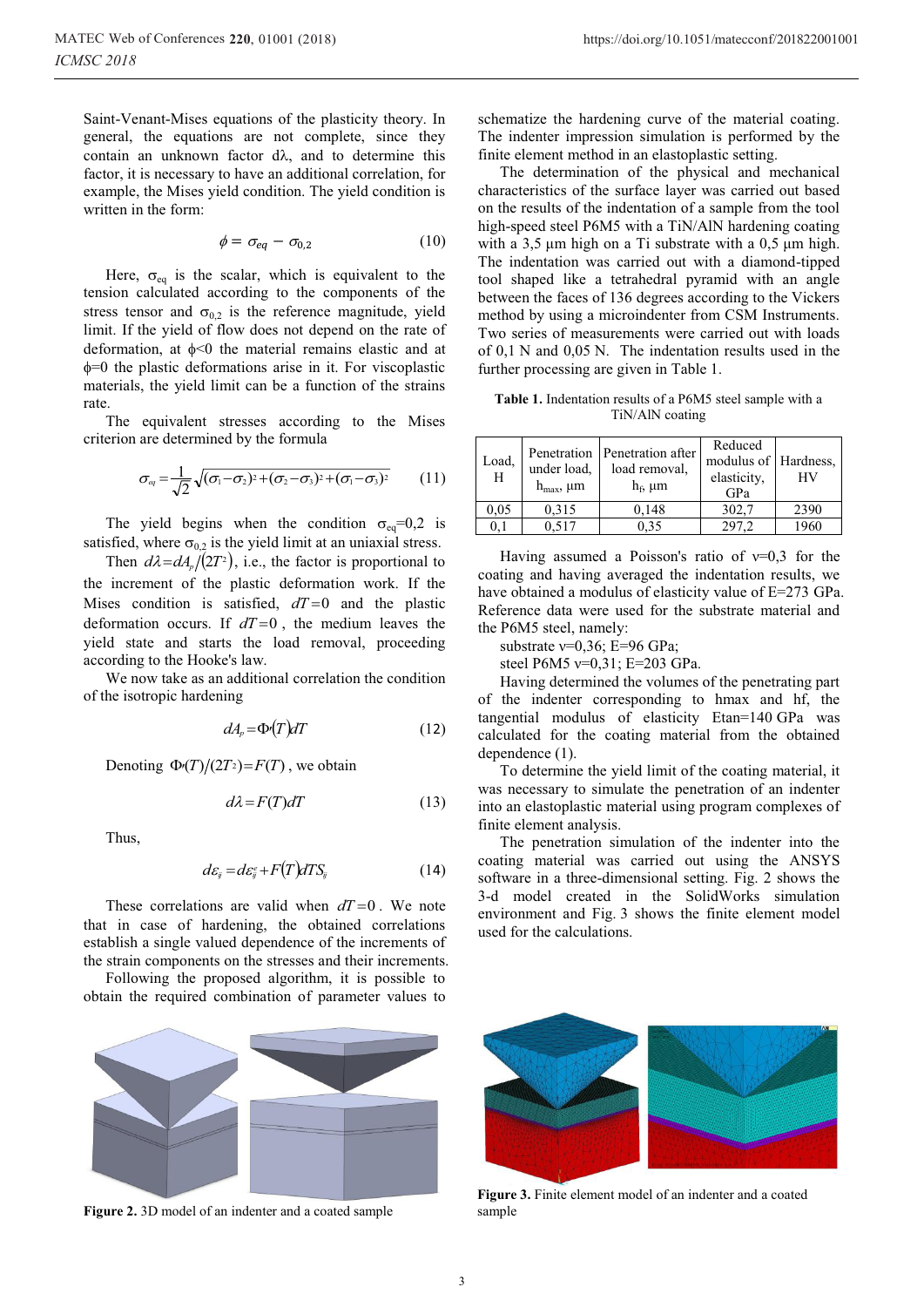Saint-Venant-Mises equations of the plasticity theory. In general, the equations are not complete, since they contain an unknown factor $d\lambda$, and to determine this factor, it is necessary to have an additional correlation, for example, the Mises yield condition. The yield condition is written in the form:

$$\phi = \sigma_{eq} - \sigma_{0,2} \tag{10}$$

Here, $\sigma_{eq}$ is the scalar, which is equivalent to the tension calculated according to the components of the stress tensor and $\sigma_{0,2}$ is the reference magnitude, yield limit. If the yield of flow does not depend on the rate of deformation, at $\phi<0$ the material remains elastic and at $\phi=0$ the plastic deformations arise in it. For viscoplastic materials, the yield limit can be a function of the strains rate.

The equivalent stresses according to the Mises criterion are determined by the formula

$$\sigma_{eq} = \frac{1}{\sqrt{2}}\sqrt{(\sigma_1-\sigma_2)^2+(\sigma_2-\sigma_3)^2+(\sigma_1-\sigma_3)^2} \tag{11}$$

The yield begins when the condition $\sigma_{eq}$=0,2 is satisfied, where $\sigma_{0,2}$ is the yield limit at an uniaxial stress.

Then $d\lambda = dA_p/(2T^2)$, i.e., the factor is proportional to the increment of the plastic deformation work. If the Mises condition is satisfied, $dT=0$ and the plastic deformation occurs. If $dT=0$, the medium leaves the yield state and starts the load removal, proceeding according to the Hooke's law.

We now take as an additional correlation the condition of the isotropic hardening

$$dA_p = \Phi(T)dT \tag{12}$$

Denoting $\Phi(T)/(2T^2) = F(T)$, we obtain

$$d\lambda = F(T)dT \tag{13}$$

Thus,

$$d\varepsilon_{ij} = d\varepsilon_{ij}^e + F(T)dTS_{ij} \tag{14}$$

These correlations are valid when $dT=0$. We note that in case of hardening, the obtained correlations establish a single valued dependence of the increments of the strain components on the stresses and their increments.

Following the proposed algorithm, it is possible to obtain the required combination of parameter values to schematize the hardening curve of the material coating. The indenter impression simulation is performed by the finite element method in an elastoplastic setting.

The determination of the physical and mechanical characteristics of the surface layer was carried out based on the results of the indentation of a sample from the tool high-speed steel P6M5 with a TiN/AlN hardening coating with a 3,5 µm high on a Ti substrate with a 0,5 µm high. The indentation was carried out with a diamond-tipped tool shaped like a tetrahedral pyramid with an angle between the faces of 136 degrees according to the Vickers method by using a microindenter from CSM Instruments. Two series of measurements were carried out with loads of 0,1 N and 0,05 N. The indentation results used in the further processing are given in Table 1.

**Table 1.** Indentation results of a P6M5 steel sample with a TiN/AlN coating

| Load, H | Penetration under load, $h_{max}$, µm | Penetration after load removal, $h_f$, µm | Reduced modulus of elasticity, GPa | Hardness, HV |
|---|---|---|---|---|
| 0,05 | 0,315 | 0,148 | 302,7 | 2390 |
| 0,1 | 0,517 | 0,35 | 297,2 | 1960 |

Having assumed a Poisson's ratio of ν=0,3 for the coating and having averaged the indentation results, we have obtained a modulus of elasticity value of E=273 GPa. Reference data were used for the substrate material and the P6M5 steel, namely:

substrate ν=0,36; E=96 GPa;

steel P6M5 ν=0,31; E=203 GPa.

Having determined the volumes of the penetrating part of the indenter corresponding to hmax and hf, the tangential modulus of elasticity Etan=140 GPa was calculated for the coating material from the obtained dependence (1).

To determine the yield limit of the coating material, it was necessary to simulate the penetration of an indenter into an elastoplastic material using program complexes of finite element analysis.

The penetration simulation of the indenter into the coating material was carried out using the ANSYS software in a three-dimensional setting. Fig. 2 shows the 3-d model created in the SolidWorks simulation environment and Fig. 3 shows the finite element model used for the calculations.

**Figure 2.** 3D model of an indenter and a coated sample

**Figure 3.** Finite element model of an indenter and a coated sample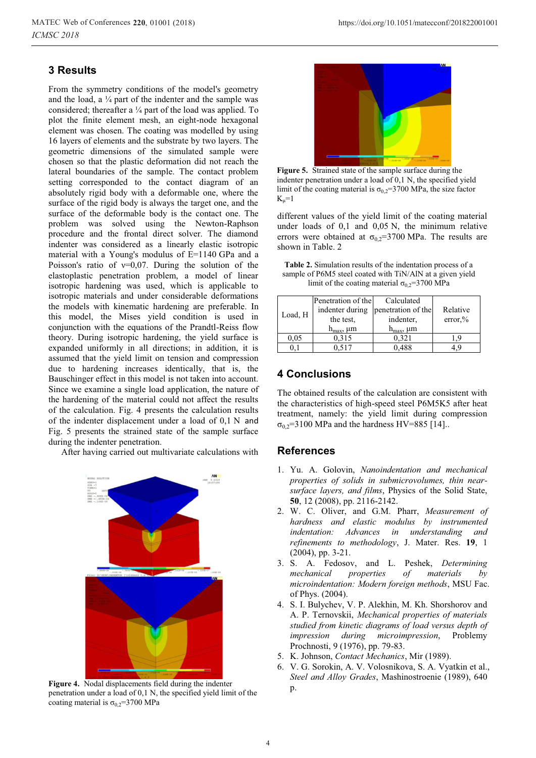## 3 Results

From the symmetry conditions of the model's geometry and the load, a ¼ part of the indenter and the sample was considered; thereafter a ¼ part of the load was applied. To plot the finite element mesh, an eight-node hexagonal element was chosen. The coating was modelled by using 16 layers of elements and the substrate by two layers. The geometric dimensions of the simulated sample were chosen so that the plastic deformation did not reach the lateral boundaries of the sample. The contact problem setting corresponded to the contact diagram of an absolutely rigid body with a deformable one, where the surface of the rigid body is always the target one, and the surface of the deformable body is the contact one. The problem was solved using the Newton-Raphson procedure and the frontal direct solver. The diamond indenter was considered as a linearly elastic isotropic material with a Young's modulus of E=1140 GPa and a Poisson's ratio of ν=0,07. During the solution of the elastoplastic penetration problem, a model of linear isotropic hardening was used, which is applicable to isotropic materials and under considerable deformations the models with kinematic hardening are preferable. In this model, the Mises yield condition is used in conjunction with the equations of the Prandtl-Reiss flow theory. During isotropic hardening, the yield surface is expanded uniformly in all directions; in addition, it is assumed that the yield limit on tension and compression due to hardening increases identically, that is, the Bauschinger effect in this model is not taken into account. Since we examine a single load application, the nature of the hardening of the material could not affect the results of the calculation. Fig. 4 presents the calculation results of the indenter displacement under a load of 0,1 N and Fig. 5 presents the strained state of the sample surface during the indenter penetration.

After having carried out multivariate calculations with different values of the yield limit of the coating material under loads of 0,1 and 0,05 N, the minimum relative errors were obtained at $\sigma_{0,2}$=3700 MPa. The results are shown in Table. 2

**Figure 4.** Nodal displacements field during the indenter penetration under a load of 0,1 N, the specified yield limit of the coating material is $\sigma_{0,2}$=3700 MPa

**Figure 5.** Strained state of the sample surface during the indenter penetration under a load of 0,1 N, the specified yield limit of the coating material is $\sigma_{0,2}$=3700 MPa, the size factor $K_{\mu}$=1

**Table 2.** Simulation results of the indentation process of a sample of P6M5 steel coated with TiN/AlN at a given yield limit of the coating material $\sigma_{0,2}$=3700 MPa

| Load, H | Penetration of the indenter during the test, $h_{max}$, μm | Calculated penetration of the indenter, $h_{max}$, μm | Relative error,% |
|---|---|---|---|
| 0,05 | 0,315 | 0,321 | 1,9 |
| 0,1 | 0,517 | 0,488 | 4,9 |

## 4 Conclusions

The obtained results of the calculation are consistent with the characteristics of high-speed steel P6M5K5 after heat treatment, namely: the yield limit during compression $\sigma_{0,2}$=3100 MPa and the hardness HV=885 [14]..

## References

1. Yu. A. Golovin, *Nanoindentation and mechanical properties of solids in submicrovolumes, thin near-surface layers, and films*, Physics of the Solid State, **50**, 12 (2008), pp. 2116-2142.
2. W. C. Oliver, and G.M. Pharr, *Measurement of hardness and elastic modulus by instrumented indentation: Advances in understanding and refinements to methodology*, J. Mater. Res. **19**, 1 (2004), pp. 3-21.
3. S. A. Fedosov, and L. Peshek, *Determining mechanical properties of materials by microindentation: Modern foreign methods*, MSU Fac. of Phys. (2004).
4. S. I. Bulychev, V. P. Alekhin, M. Kh. Shorshorov and A. P. Ternovskii, *Mechanical properties of materials studied from kinetic diagrams of load versus depth of impression during microimpression*, Problemy Prochnosti, 9 (1976), pp. 79-83.
5. K. Johnson, *Contact Mechanics*, Mir (1989).
6. V. G. Sorokin, A. V. Volosnikova, S. A. Vyatkin et al., *Steel and Alloy Grades*, Mashinostroenie (1989), 640 p.